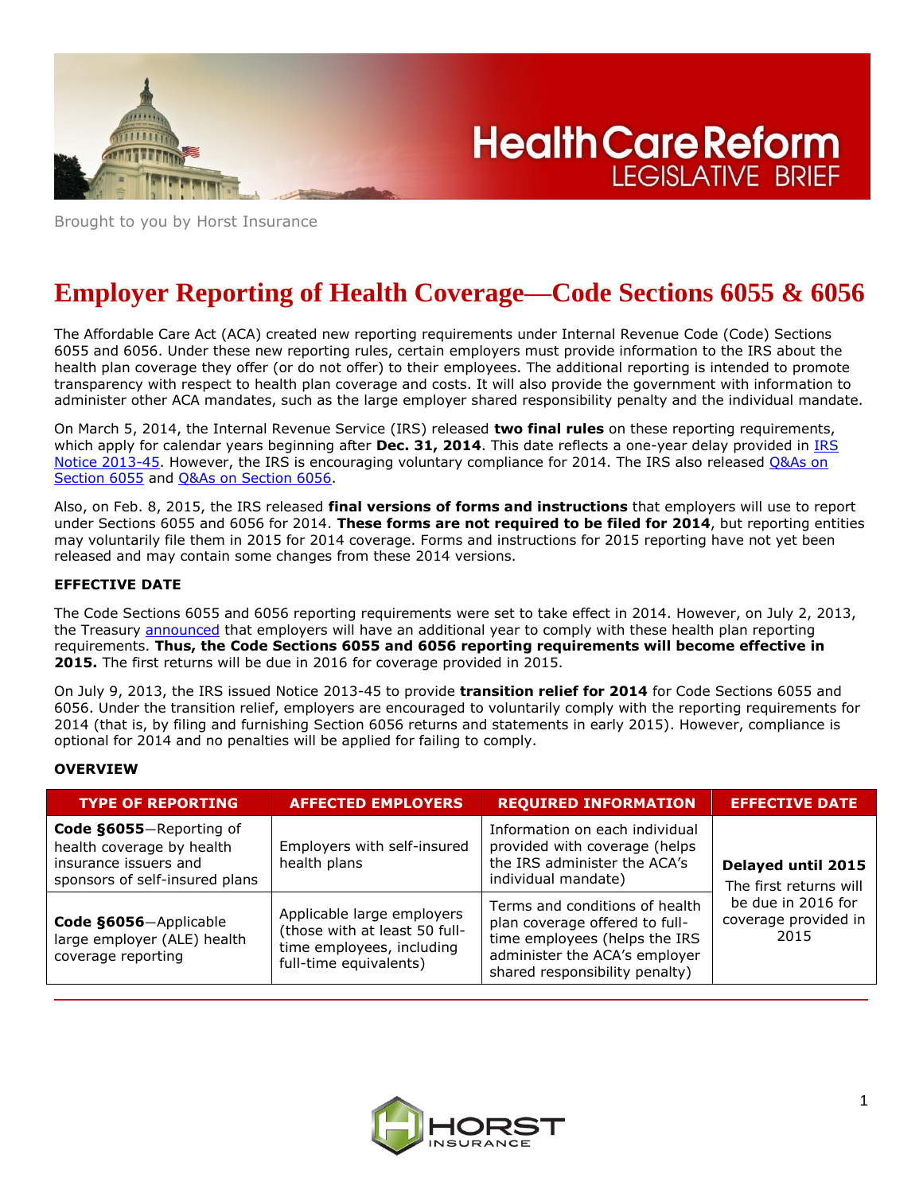# Health Care Reform LEGISLATIVE BRIEF

Brought to you by Horst Insurance

# Employer Reporting of Health Coverage—Code Sections 6055 & 6056

The Affordable Care Act (ACA) created new reporting requirements under Internal Revenue Code (Code) Sections 6055 and 6056. Under these new reporting rules, certain employers must provide information to the IRS about the health plan coverage they offer (or do not offer) to their employees. The additional reporting is intended to promote transparency with respect to health plan coverage and costs. It will also provide the government with information to administer other ACA mandates, such as the large employer shared responsibility penalty and the individual mandate.

On March 5, 2014, the Internal Revenue Service (IRS) released **two final rules** on these reporting requirements, which apply for calendar years beginning after **Dec. 31, 2014**. This date reflects a one-year delay provided in IRS Notice 2013-45. However, the IRS is encouraging voluntary compliance for 2014. The IRS also released Q&As on Section 6055 and Q&As on Section 6056.

Also, on Feb. 8, 2015, the IRS released **final versions of forms and instructions** that employers will use to report under Sections 6055 and 6056 for 2014. **These forms are not required to be filed for 2014**, but reporting entities may voluntarily file them in 2015 for 2014 coverage. Forms and instructions for 2015 reporting have not yet been released and may contain some changes from these 2014 versions.

### EFFECTIVE DATE

The Code Sections 6055 and 6056 reporting requirements were set to take effect in 2014. However, on July 2, 2013, the Treasury announced that employers will have an additional year to comply with these health plan reporting requirements. **Thus, the Code Sections 6055 and 6056 reporting requirements will become effective in 2015.** The first returns will be due in 2016 for coverage provided in 2015.

On July 9, 2013, the IRS issued Notice 2013-45 to provide **transition relief for 2014** for Code Sections 6055 and 6056. Under the transition relief, employers are encouraged to voluntarily comply with the reporting requirements for 2014 (that is, by filing and furnishing Section 6056 returns and statements in early 2015). However, compliance is optional for 2014 and no penalties will be applied for failing to comply.

### OVERVIEW

| TYPE OF REPORTING | AFFECTED EMPLOYERS | REQUIRED INFORMATION | EFFECTIVE DATE |
|---|---|---|---|
| **Code §6055**—Reporting of health coverage by health insurance issuers and sponsors of self-insured plans | Employers with self-insured health plans | Information on each individual provided with coverage (helps the IRS administer the ACA's individual mandate) | **Delayed until 2015** The first returns will be due in 2016 for coverage provided in 2015 |
| **Code §6056**—Applicable large employer (ALE) health coverage reporting | Applicable large employers (those with at least 50 full-time employees, including full-time equivalents) | Terms and conditions of health plan coverage offered to full-time employees (helps the IRS administer the ACA's employer shared responsibility penalty) | |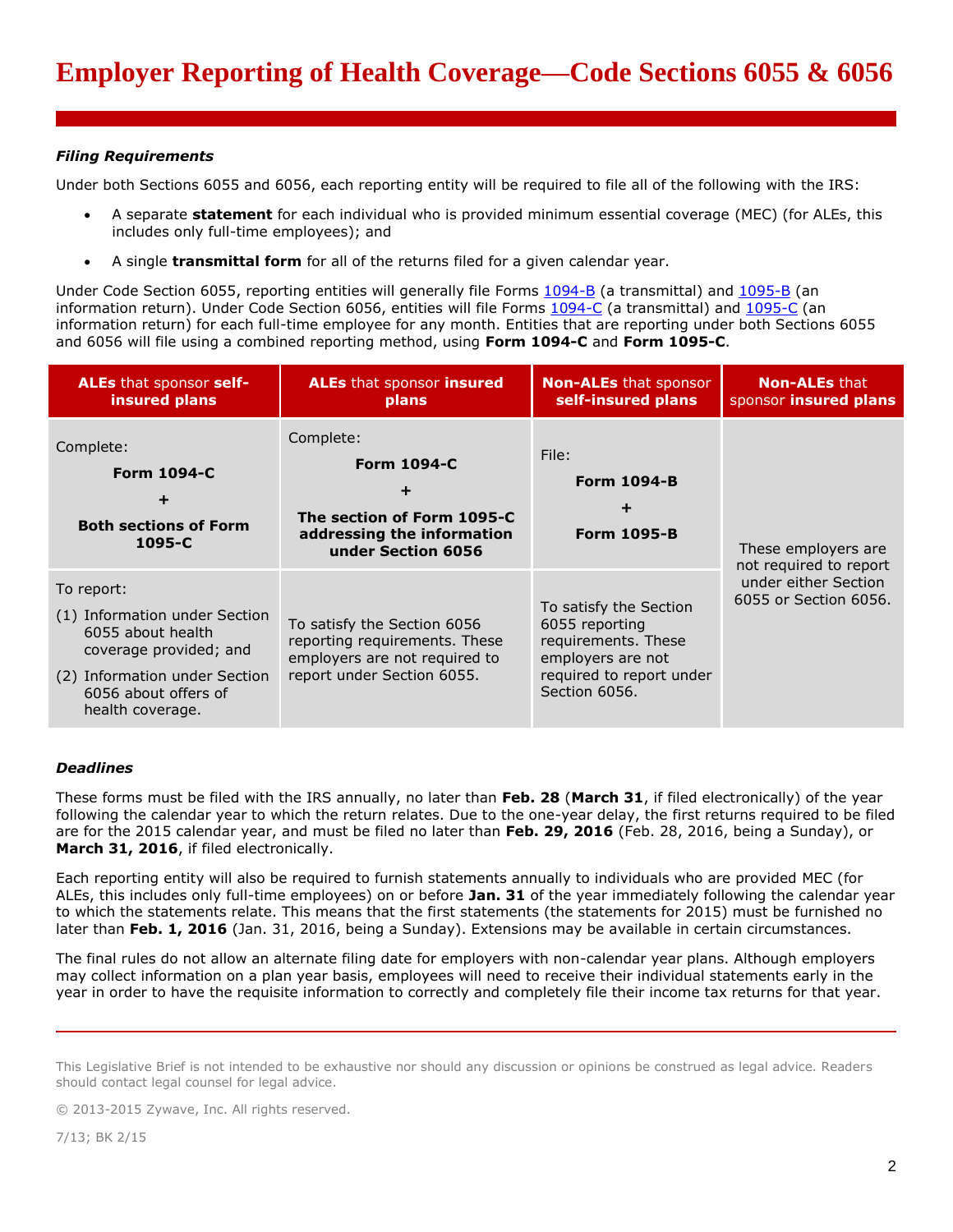# Employer Reporting of Health Coverage—Code Sections 6055 & 6056

### *Filing Requirements*

Under both Sections 6055 and 6056, each reporting entity will be required to file all of the following with the IRS:

- A separate **statement** for each individual who is provided minimum essential coverage (MEC) (for ALEs, this includes only full-time employees); and
- A single **transmittal form** for all of the returns filed for a given calendar year.

Under Code Section 6055, reporting entities will generally file Forms 1094-B (a transmittal) and 1095-B (an information return). Under Code Section 6056, entities will file Forms 1094-C (a transmittal) and 1095-C (an information return) for each full-time employee for any month. Entities that are reporting under both Sections 6055 and 6056 will file using a combined reporting method, using **Form 1094-C** and **Form 1095-C**.

| **ALEs** that sponsor **self-insured plans** | **ALEs** that sponsor **insured plans** | **Non-ALEs** that sponsor **self-insured plans** | **Non-ALEs** that sponsor **insured plans** |
|---|---|---|---|
| Complete: **Form 1094-C** + **Both sections of Form 1095-C** | Complete: **Form 1094-C** + **The section of Form 1095-C addressing the information under Section 6056** | File: **Form 1094-B** + **Form 1095-B** | These employers are not required to report under either Section 6055 or Section 6056. |
| To report: (1) Information under Section 6055 about health coverage provided; and (2) Information under Section 6056 about offers of health coverage. | To satisfy the Section 6056 reporting requirements. These employers are not required to report under Section 6055. | To satisfy the Section 6055 reporting requirements. These employers are not required to report under Section 6056. | |

### *Deadlines*

These forms must be filed with the IRS annually, no later than **Feb. 28** (**March 31**, if filed electronically) of the year following the calendar year to which the return relates. Due to the one-year delay, the first returns required to be filed are for the 2015 calendar year, and must be filed no later than **Feb. 29, 2016** (Feb. 28, 2016, being a Sunday), or **March 31, 2016**, if filed electronically.

Each reporting entity will also be required to furnish statements annually to individuals who are provided MEC (for ALEs, this includes only full-time employees) on or before **Jan. 31** of the year immediately following the calendar year to which the statements relate. This means that the first statements (the statements for 2015) must be furnished no later than **Feb. 1, 2016** (Jan. 31, 2016, being a Sunday). Extensions may be available in certain circumstances.

The final rules do not allow an alternate filing date for employers with non-calendar year plans. Although employers may collect information on a plan year basis, employees will need to receive their individual statements early in the year in order to have the requisite information to correctly and completely file their income tax returns for that year.

This Legislative Brief is not intended to be exhaustive nor should any discussion or opinions be construed as legal advice. Readers should contact legal counsel for legal advice.

© 2013-2015 Zywave, Inc. All rights reserved.

7/13; BK 2/15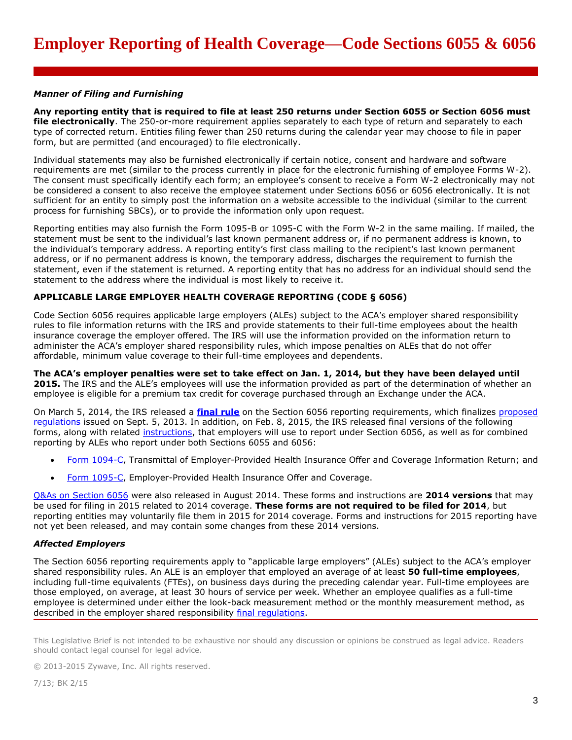### *Manner of Filing and Furnishing*

**Any reporting entity that is required to file at least 250 returns under Section 6055 or Section 6056 must file electronically**. The 250-or-more requirement applies separately to each type of return and separately to each type of corrected return. Entities filing fewer than 250 returns during the calendar year may choose to file in paper form, but are permitted (and encouraged) to file electronically.

Individual statements may also be furnished electronically if certain notice, consent and hardware and software requirements are met (similar to the process currently in place for the electronic furnishing of employee Forms W-2). The consent must specifically identify each form; an employee's consent to receive a Form W-2 electronically may not be considered a consent to also receive the employee statement under Sections 6056 or 6056 electronically. It is not sufficient for an entity to simply post the information on a website accessible to the individual (similar to the current process for furnishing SBCs), or to provide the information only upon request.

Reporting entities may also furnish the Form 1095-B or 1095-C with the Form W-2 in the same mailing. If mailed, the statement must be sent to the individual's last known permanent address or, if no permanent address is known, to the individual's temporary address. A reporting entity's first class mailing to the recipient's last known permanent address, or if no permanent address is known, the temporary address, discharges the requirement to furnish the statement, even if the statement is returned. A reporting entity that has no address for an individual should send the statement to the address where the individual is most likely to receive it.

## APPLICABLE LARGE EMPLOYER HEALTH COVERAGE REPORTING (CODE § 6056)

Code Section 6056 requires applicable large employers (ALEs) subject to the ACA's employer shared responsibility rules to file information returns with the IRS and provide statements to their full-time employees about the health insurance coverage the employer offered. The IRS will use the information provided on the information return to administer the ACA's employer shared responsibility rules, which impose penalties on ALEs that do not offer affordable, minimum value coverage to their full-time employees and dependents.

**The ACA's employer penalties were set to take effect on Jan. 1, 2014, but they have been delayed until 2015.** The IRS and the ALE's employees will use the information provided as part of the determination of whether an employee is eligible for a premium tax credit for coverage purchased through an Exchange under the ACA.

On March 5, 2014, the IRS released a **final rule** on the Section 6056 reporting requirements, which finalizes proposed regulations issued on Sept. 5, 2013. In addition, on Feb. 8, 2015, the IRS released final versions of the following forms, along with related instructions, that employers will use to report under Section 6056, as well as for combined reporting by ALEs who report under both Sections 6055 and 6056:

- Form 1094-C, Transmittal of Employer-Provided Health Insurance Offer and Coverage Information Return; and
- Form 1095-C, Employer-Provided Health Insurance Offer and Coverage.

Q&As on Section 6056 were also released in August 2014. These forms and instructions are **2014 versions** that may be used for filing in 2015 related to 2014 coverage. **These forms are not required to be filed for 2014**, but reporting entities may voluntarily file them in 2015 for 2014 coverage. Forms and instructions for 2015 reporting have not yet been released, and may contain some changes from these 2014 versions.

### *Affected Employers*

The Section 6056 reporting requirements apply to "applicable large employers" (ALEs) subject to the ACA's employer shared responsibility rules. An ALE is an employer that employed an average of at least **50 full-time employees**, including full-time equivalents (FTEs), on business days during the preceding calendar year. Full-time employees are those employed, on average, at least 30 hours of service per week. Whether an employee qualifies as a full-time employee is determined under either the look-back measurement method or the monthly measurement method, as described in the employer shared responsibility final regulations.

This Legislative Brief is not intended to be exhaustive nor should any discussion or opinions be construed as legal advice. Readers should contact legal counsel for legal advice.

© 2013-2015 Zywave, Inc. All rights reserved.

7/13; BK 2/15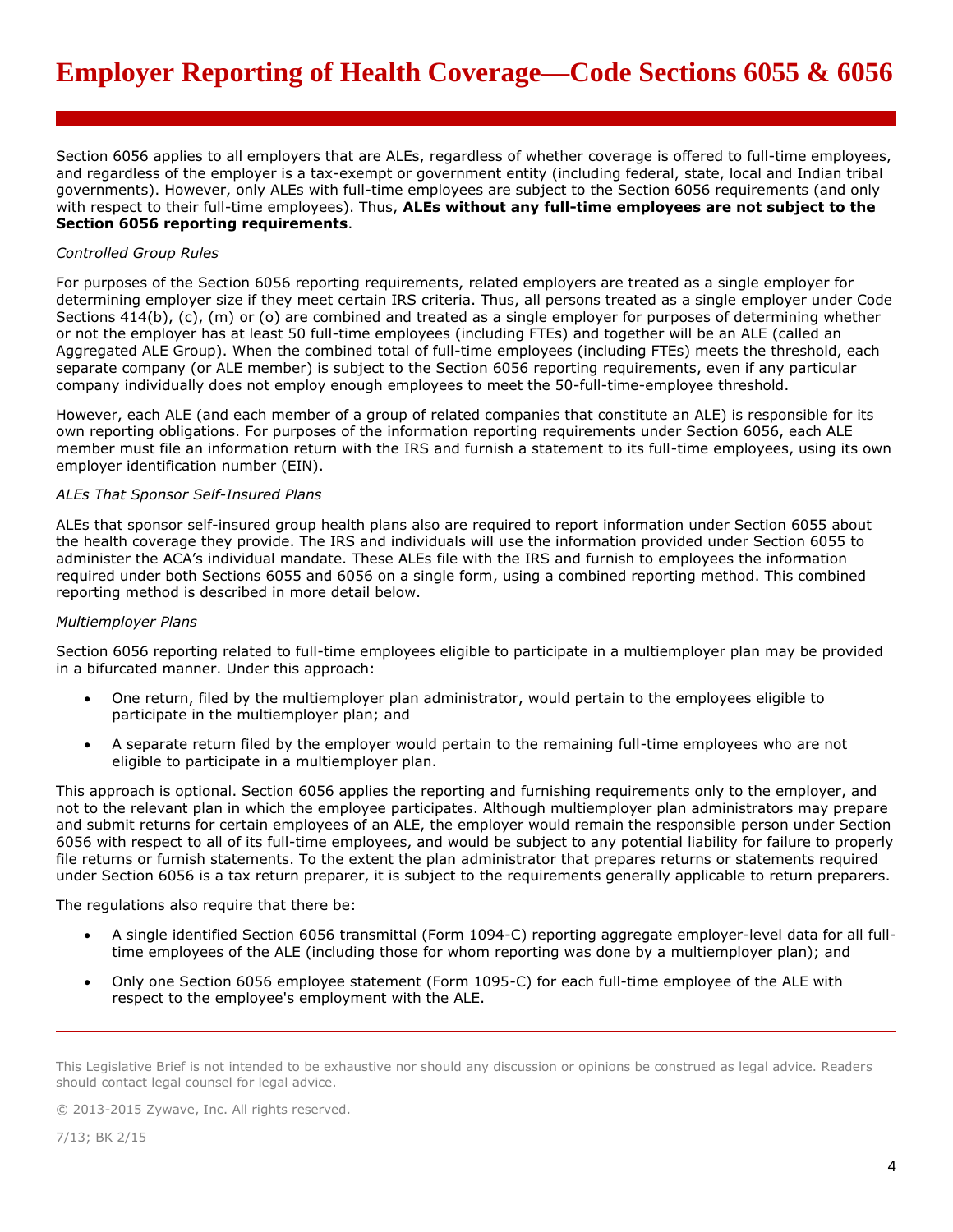Section 6056 applies to all employers that are ALEs, regardless of whether coverage is offered to full-time employees, and regardless of the employer is a tax-exempt or government entity (including federal, state, local and Indian tribal governments). However, only ALEs with full-time employees are subject to the Section 6056 requirements (and only with respect to their full-time employees). Thus, **ALEs without any full-time employees are not subject to the Section 6056 reporting requirements**.

*Controlled Group Rules*

For purposes of the Section 6056 reporting requirements, related employers are treated as a single employer for determining employer size if they meet certain IRS criteria. Thus, all persons treated as a single employer under Code Sections 414(b), (c), (m) or (o) are combined and treated as a single employer for purposes of determining whether or not the employer has at least 50 full-time employees (including FTEs) and together will be an ALE (called an Aggregated ALE Group). When the combined total of full-time employees (including FTEs) meets the threshold, each separate company (or ALE member) is subject to the Section 6056 reporting requirements, even if any particular company individually does not employ enough employees to meet the 50-full-time-employee threshold.

However, each ALE (and each member of a group of related companies that constitute an ALE) is responsible for its own reporting obligations. For purposes of the information reporting requirements under Section 6056, each ALE member must file an information return with the IRS and furnish a statement to its full-time employees, using its own employer identification number (EIN).

*ALEs That Sponsor Self-Insured Plans*

ALEs that sponsor self-insured group health plans also are required to report information under Section 6055 about the health coverage they provide. The IRS and individuals will use the information provided under Section 6055 to administer the ACA's individual mandate. These ALEs file with the IRS and furnish to employees the information required under both Sections 6055 and 6056 on a single form, using a combined reporting method. This combined reporting method is described in more detail below.

*Multiemployer Plans*

Section 6056 reporting related to full-time employees eligible to participate in a multiemployer plan may be provided in a bifurcated manner. Under this approach:

- One return, filed by the multiemployer plan administrator, would pertain to the employees eligible to participate in the multiemployer plan; and
- A separate return filed by the employer would pertain to the remaining full-time employees who are not eligible to participate in a multiemployer plan.

This approach is optional. Section 6056 applies the reporting and furnishing requirements only to the employer, and not to the relevant plan in which the employee participates. Although multiemployer plan administrators may prepare and submit returns for certain employees of an ALE, the employer would remain the responsible person under Section 6056 with respect to all of its full-time employees, and would be subject to any potential liability for failure to properly file returns or furnish statements. To the extent the plan administrator that prepares returns or statements required under Section 6056 is a tax return preparer, it is subject to the requirements generally applicable to return preparers.

The regulations also require that there be:

- A single identified Section 6056 transmittal (Form 1094-C) reporting aggregate employer-level data for all full-time employees of the ALE (including those for whom reporting was done by a multiemployer plan); and
- Only one Section 6056 employee statement (Form 1095-C) for each full-time employee of the ALE with respect to the employee's employment with the ALE.

This Legislative Brief is not intended to be exhaustive nor should any discussion or opinions be construed as legal advice. Readers should contact legal counsel for legal advice.

© 2013-2015 Zywave, Inc. All rights reserved.

7/13; BK 2/15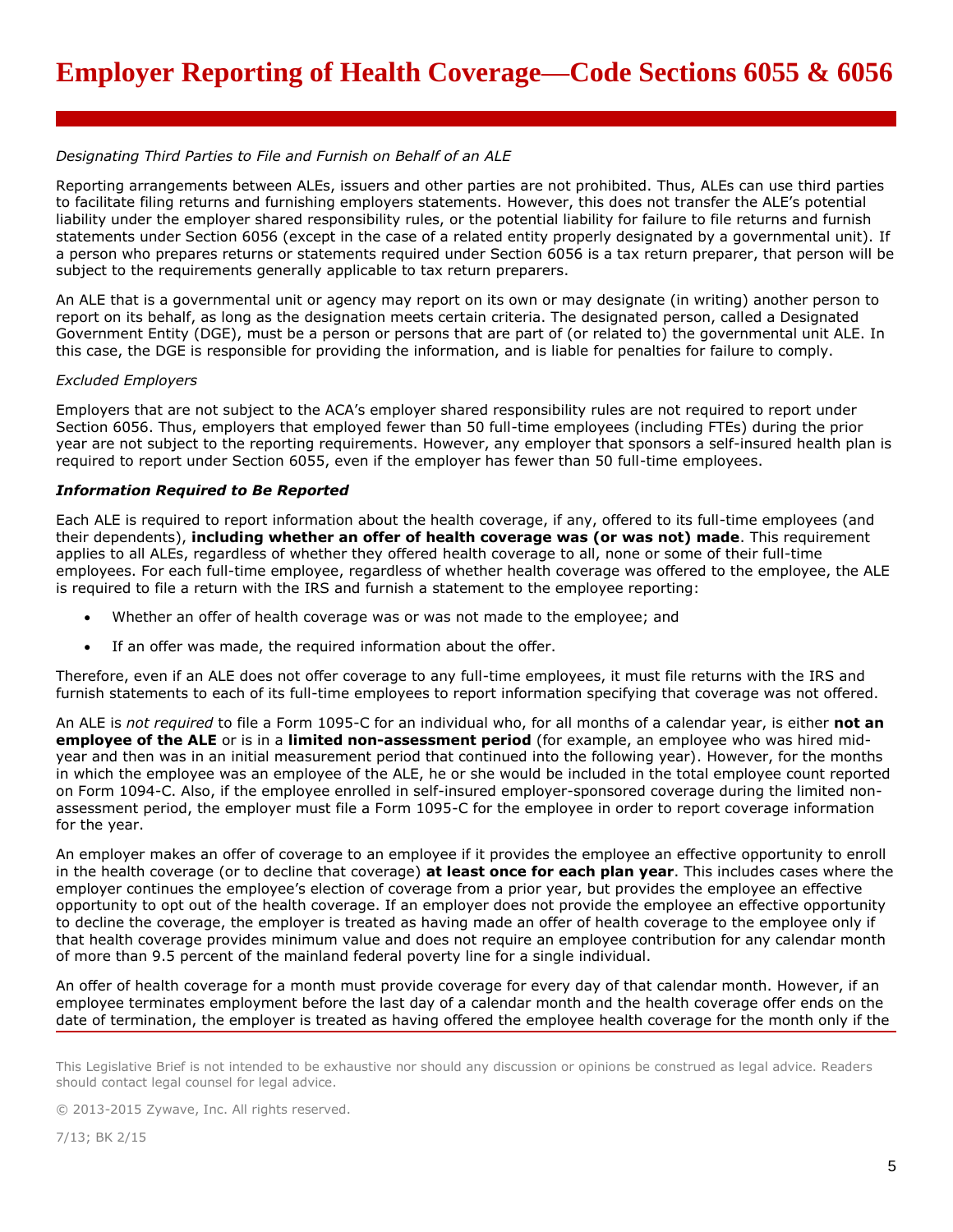*Designating Third Parties to File and Furnish on Behalf of an ALE*

Reporting arrangements between ALEs, issuers and other parties are not prohibited. Thus, ALEs can use third parties to facilitate filing returns and furnishing employers statements. However, this does not transfer the ALE's potential liability under the employer shared responsibility rules, or the potential liability for failure to file returns and furnish statements under Section 6056 (except in the case of a related entity properly designated by a governmental unit). If a person who prepares returns or statements required under Section 6056 is a tax return preparer, that person will be subject to the requirements generally applicable to tax return preparers.

An ALE that is a governmental unit or agency may report on its own or may designate (in writing) another person to report on its behalf, as long as the designation meets certain criteria. The designated person, called a Designated Government Entity (DGE), must be a person or persons that are part of (or related to) the governmental unit ALE. In this case, the DGE is responsible for providing the information, and is liable for penalties for failure to comply.

*Excluded Employers*

Employers that are not subject to the ACA's employer shared responsibility rules are not required to report under Section 6056. Thus, employers that employed fewer than 50 full-time employees (including FTEs) during the prior year are not subject to the reporting requirements. However, any employer that sponsors a self-insured health plan is required to report under Section 6055, even if the employer has fewer than 50 full-time employees.

***Information Required to Be Reported***

Each ALE is required to report information about the health coverage, if any, offered to its full-time employees (and their dependents), **including whether an offer of health coverage was (or was not) made**. This requirement applies to all ALEs, regardless of whether they offered health coverage to all, none or some of their full-time employees. For each full-time employee, regardless of whether health coverage was offered to the employee, the ALE is required to file a return with the IRS and furnish a statement to the employee reporting:

- Whether an offer of health coverage was or was not made to the employee; and
- If an offer was made, the required information about the offer.

Therefore, even if an ALE does not offer coverage to any full-time employees, it must file returns with the IRS and furnish statements to each of its full-time employees to report information specifying that coverage was not offered.

An ALE is *not required* to file a Form 1095-C for an individual who, for all months of a calendar year, is either **not an employee of the ALE** or is in a **limited non-assessment period** (for example, an employee who was hired mid-year and then was in an initial measurement period that continued into the following year). However, for the months in which the employee was an employee of the ALE, he or she would be included in the total employee count reported on Form 1094-C. Also, if the employee enrolled in self-insured employer-sponsored coverage during the limited non-assessment period, the employer must file a Form 1095-C for the employee in order to report coverage information for the year.

An employer makes an offer of coverage to an employee if it provides the employee an effective opportunity to enroll in the health coverage (or to decline that coverage) **at least once for each plan year**. This includes cases where the employer continues the employee's election of coverage from a prior year, but provides the employee an effective opportunity to opt out of the health coverage. If an employer does not provide the employee an effective opportunity to decline the coverage, the employer is treated as having made an offer of health coverage to the employee only if that health coverage provides minimum value and does not require an employee contribution for any calendar month of more than 9.5 percent of the mainland federal poverty line for a single individual.

An offer of health coverage for a month must provide coverage for every day of that calendar month. However, if an employee terminates employment before the last day of a calendar month and the health coverage offer ends on the date of termination, the employer is treated as having offered the employee health coverage for the month only if the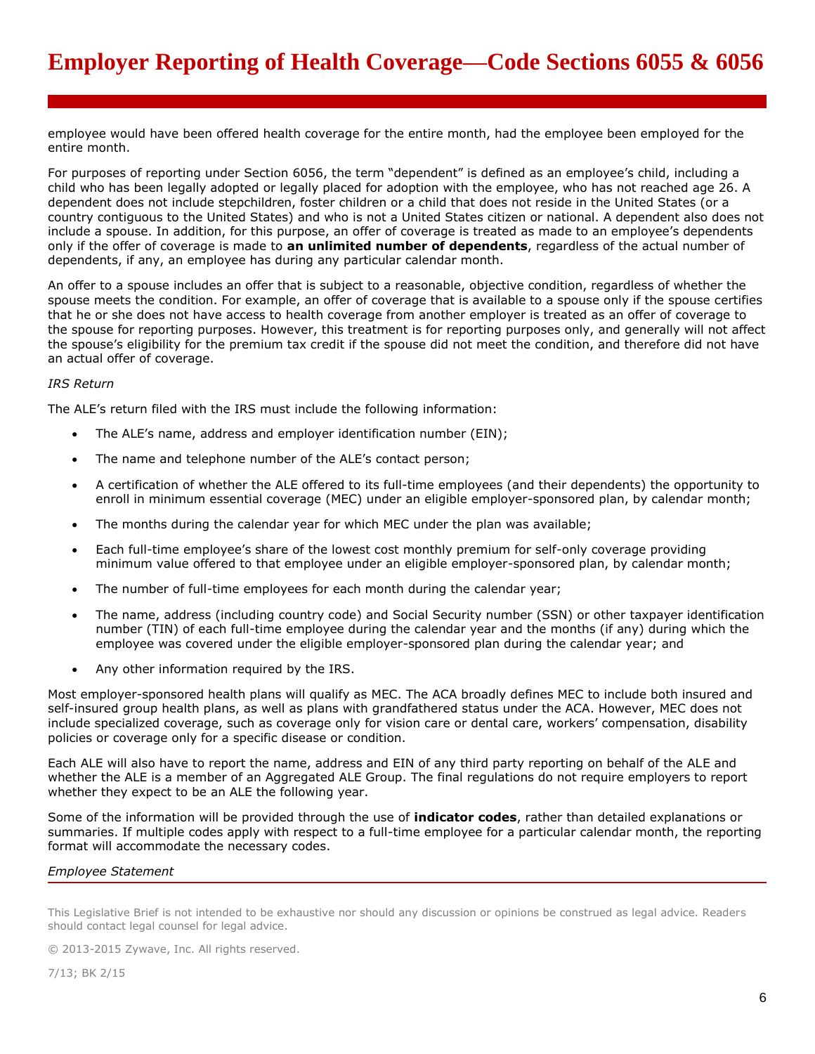employee would have been offered health coverage for the entire month, had the employee been employed for the entire month.

For purposes of reporting under Section 6056, the term "dependent" is defined as an employee's child, including a child who has been legally adopted or legally placed for adoption with the employee, who has not reached age 26. A dependent does not include stepchildren, foster children or a child that does not reside in the United States (or a country contiguous to the United States) and who is not a United States citizen or national. A dependent also does not include a spouse. In addition, for this purpose, an offer of coverage is treated as made to an employee's dependents only if the offer of coverage is made to **an unlimited number of dependents**, regardless of the actual number of dependents, if any, an employee has during any particular calendar month.

An offer to a spouse includes an offer that is subject to a reasonable, objective condition, regardless of whether the spouse meets the condition. For example, an offer of coverage that is available to a spouse only if the spouse certifies that he or she does not have access to health coverage from another employer is treated as an offer of coverage to the spouse for reporting purposes. However, this treatment is for reporting purposes only, and generally will not affect the spouse's eligibility for the premium tax credit if the spouse did not meet the condition, and therefore did not have an actual offer of coverage.

*IRS Return*

The ALE's return filed with the IRS must include the following information:

- The ALE's name, address and employer identification number (EIN);
- The name and telephone number of the ALE's contact person;
- A certification of whether the ALE offered to its full-time employees (and their dependents) the opportunity to enroll in minimum essential coverage (MEC) under an eligible employer-sponsored plan, by calendar month;
- The months during the calendar year for which MEC under the plan was available;
- Each full-time employee's share of the lowest cost monthly premium for self-only coverage providing minimum value offered to that employee under an eligible employer-sponsored plan, by calendar month;
- The number of full-time employees for each month during the calendar year;
- The name, address (including country code) and Social Security number (SSN) or other taxpayer identification number (TIN) of each full-time employee during the calendar year and the months (if any) during which the employee was covered under the eligible employer-sponsored plan during the calendar year; and
- Any other information required by the IRS.

Most employer-sponsored health plans will qualify as MEC. The ACA broadly defines MEC to include both insured and self-insured group health plans, as well as plans with grandfathered status under the ACA. However, MEC does not include specialized coverage, such as coverage only for vision care or dental care, workers' compensation, disability policies or coverage only for a specific disease or condition.

Each ALE will also have to report the name, address and EIN of any third party reporting on behalf of the ALE and whether the ALE is a member of an Aggregated ALE Group. The final regulations do not require employers to report whether they expect to be an ALE the following year.

Some of the information will be provided through the use of **indicator codes**, rather than detailed explanations or summaries. If multiple codes apply with respect to a full-time employee for a particular calendar month, the reporting format will accommodate the necessary codes.

*Employee Statement*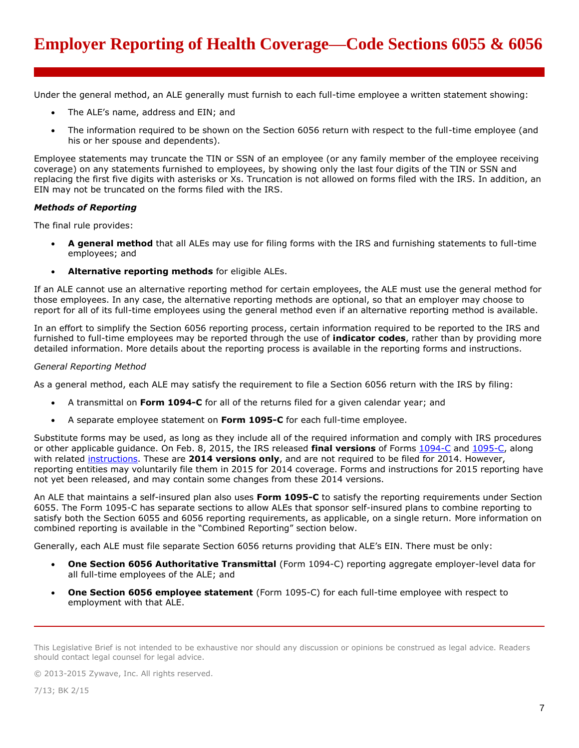Under the general method, an ALE generally must furnish to each full-time employee a written statement showing:

- The ALE's name, address and EIN; and
- The information required to be shown on the Section 6056 return with respect to the full-time employee (and his or her spouse and dependents).

Employee statements may truncate the TIN or SSN of an employee (or any family member of the employee receiving coverage) on any statements furnished to employees, by showing only the last four digits of the TIN or SSN and replacing the first five digits with asterisks or Xs. Truncation is not allowed on forms filed with the IRS. In addition, an EIN may not be truncated on the forms filed with the IRS.

***Methods of Reporting***

The final rule provides:

- **A general method** that all ALEs may use for filing forms with the IRS and furnishing statements to full-time employees; and
- **Alternative reporting methods** for eligible ALEs.

If an ALE cannot use an alternative reporting method for certain employees, the ALE must use the general method for those employees. In any case, the alternative reporting methods are optional, so that an employer may choose to report for all of its full-time employees using the general method even if an alternative reporting method is available.

In an effort to simplify the Section 6056 reporting process, certain information required to be reported to the IRS and furnished to full-time employees may be reported through the use of **indicator codes**, rather than by providing more detailed information. More details about the reporting process is available in the reporting forms and instructions.

*General Reporting Method*

As a general method, each ALE may satisfy the requirement to file a Section 6056 return with the IRS by filing:

- A transmittal on **Form 1094-C** for all of the returns filed for a given calendar year; and
- A separate employee statement on **Form 1095-C** for each full-time employee.

Substitute forms may be used, as long as they include all of the required information and comply with IRS procedures or other applicable guidance. On Feb. 8, 2015, the IRS released **final versions** of Forms 1094-C and 1095-C, along with related instructions. These are **2014 versions only**, and are not required to be filed for 2014. However, reporting entities may voluntarily file them in 2015 for 2014 coverage. Forms and instructions for 2015 reporting have not yet been released, and may contain some changes from these 2014 versions.

An ALE that maintains a self-insured plan also uses **Form 1095-C** to satisfy the reporting requirements under Section 6055. The Form 1095-C has separate sections to allow ALEs that sponsor self-insured plans to combine reporting to satisfy both the Section 6055 and 6056 reporting requirements, as applicable, on a single return. More information on combined reporting is available in the "Combined Reporting" section below.

Generally, each ALE must file separate Section 6056 returns providing that ALE's EIN. There must be only:

- **One Section 6056 Authoritative Transmittal** (Form 1094-C) reporting aggregate employer-level data for all full-time employees of the ALE; and
- **One Section 6056 employee statement** (Form 1095-C) for each full-time employee with respect to employment with that ALE.

This Legislative Brief is not intended to be exhaustive nor should any discussion or opinions be construed as legal advice. Readers should contact legal counsel for legal advice.

© 2013-2015 Zywave, Inc. All rights reserved.

7/13; BK 2/15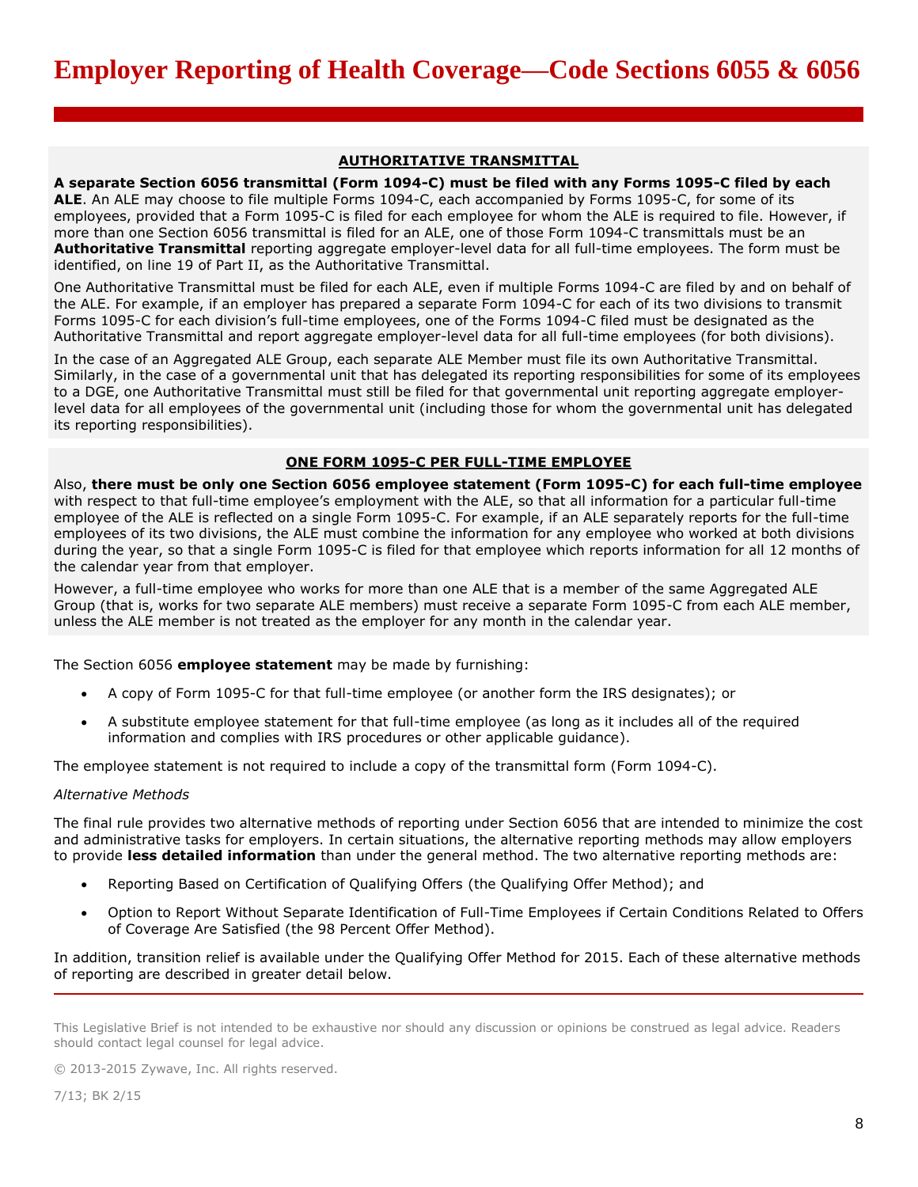### AUTHORITATIVE TRANSMITTAL

**A separate Section 6056 transmittal (Form 1094-C) must be filed with any Forms 1095-C filed by each ALE**. An ALE may choose to file multiple Forms 1094-C, each accompanied by Forms 1095-C, for some of its employees, provided that a Form 1095-C is filed for each employee for whom the ALE is required to file. However, if more than one Section 6056 transmittal is filed for an ALE, one of those Form 1094-C transmittals must be an **Authoritative Transmittal** reporting aggregate employer-level data for all full-time employees. The form must be identified, on line 19 of Part II, as the Authoritative Transmittal.

One Authoritative Transmittal must be filed for each ALE, even if multiple Forms 1094-C are filed by and on behalf of the ALE. For example, if an employer has prepared a separate Form 1094-C for each of its two divisions to transmit Forms 1095-C for each division's full-time employees, one of the Forms 1094-C filed must be designated as the Authoritative Transmittal and report aggregate employer-level data for all full-time employees (for both divisions).

In the case of an Aggregated ALE Group, each separate ALE Member must file its own Authoritative Transmittal. Similarly, in the case of a governmental unit that has delegated its reporting responsibilities for some of its employees to a DGE, one Authoritative Transmittal must still be filed for that governmental unit reporting aggregate employer-level data for all employees of the governmental unit (including those for whom the governmental unit has delegated its reporting responsibilities).

### ONE FORM 1095-C PER FULL-TIME EMPLOYEE

Also, **there must be only one Section 6056 employee statement (Form 1095-C) for each full-time employee** with respect to that full-time employee's employment with the ALE, so that all information for a particular full-time employee of the ALE is reflected on a single Form 1095-C. For example, if an ALE separately reports for the full-time employees of its two divisions, the ALE must combine the information for any employee who worked at both divisions during the year, so that a single Form 1095-C is filed for that employee which reports information for all 12 months of the calendar year from that employer.

However, a full-time employee who works for more than one ALE that is a member of the same Aggregated ALE Group (that is, works for two separate ALE members) must receive a separate Form 1095-C from each ALE member, unless the ALE member is not treated as the employer for any month in the calendar year.

The Section 6056 **employee statement** may be made by furnishing:

- A copy of Form 1095-C for that full-time employee (or another form the IRS designates); or
- A substitute employee statement for that full-time employee (as long as it includes all of the required information and complies with IRS procedures or other applicable guidance).

The employee statement is not required to include a copy of the transmittal form (Form 1094-C).

*Alternative Methods*

The final rule provides two alternative methods of reporting under Section 6056 that are intended to minimize the cost and administrative tasks for employers. In certain situations, the alternative reporting methods may allow employers to provide **less detailed information** than under the general method. The two alternative reporting methods are:

- Reporting Based on Certification of Qualifying Offers (the Qualifying Offer Method); and
- Option to Report Without Separate Identification of Full-Time Employees if Certain Conditions Related to Offers of Coverage Are Satisfied (the 98 Percent Offer Method).

In addition, transition relief is available under the Qualifying Offer Method for 2015. Each of these alternative methods of reporting are described in greater detail below.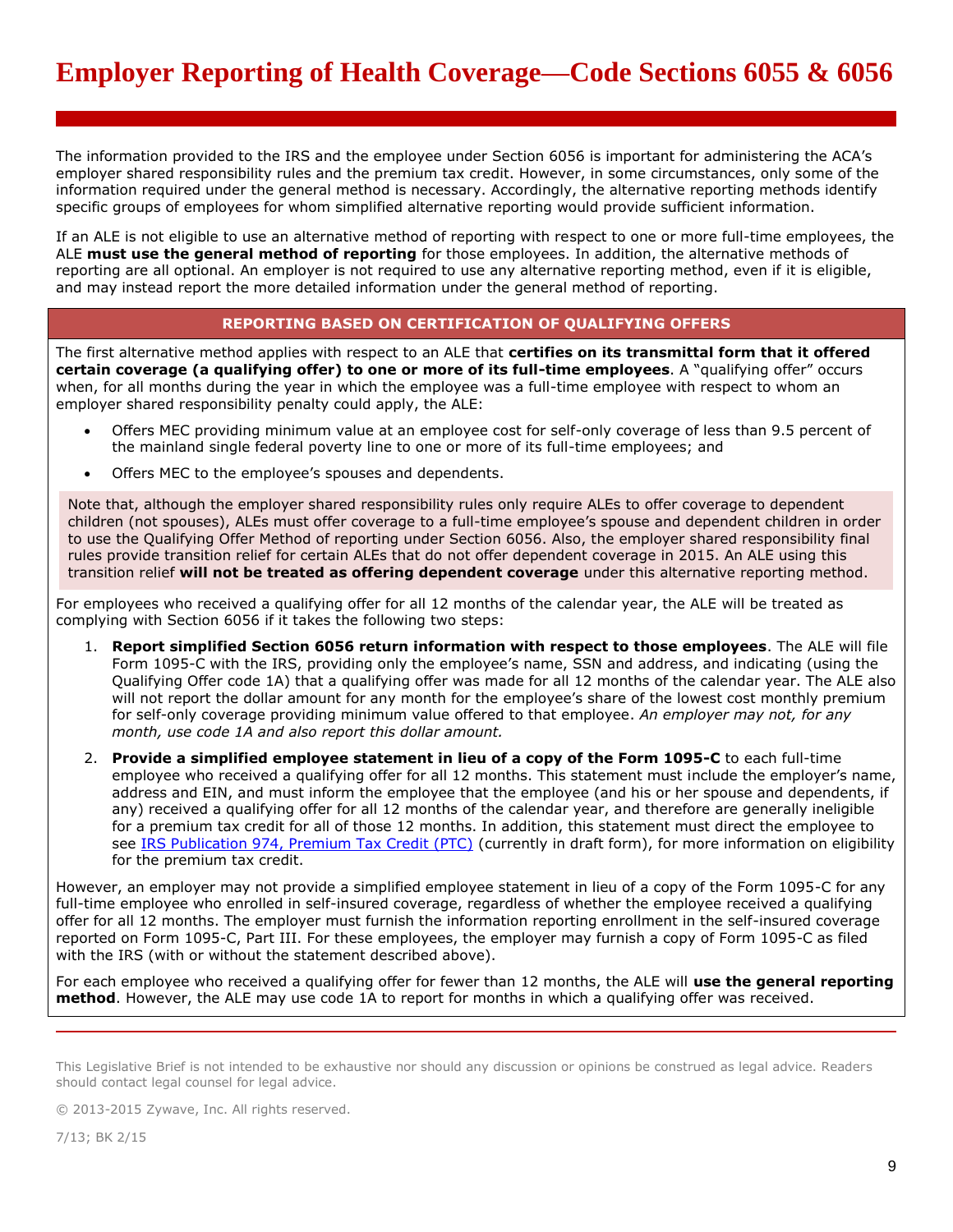The information provided to the IRS and the employee under Section 6056 is important for administering the ACA's employer shared responsibility rules and the premium tax credit. However, in some circumstances, only some of the information required under the general method is necessary. Accordingly, the alternative reporting methods identify specific groups of employees for whom simplified alternative reporting would provide sufficient information.

If an ALE is not eligible to use an alternative method of reporting with respect to one or more full-time employees, the ALE **must use the general method of reporting** for those employees. In addition, the alternative methods of reporting are all optional. An employer is not required to use any alternative reporting method, even if it is eligible, and may instead report the more detailed information under the general method of reporting.

### REPORTING BASED ON CERTIFICATION OF QUALIFYING OFFERS

The first alternative method applies with respect to an ALE that **certifies on its transmittal form that it offered certain coverage (a qualifying offer) to one or more of its full-time employees**. A "qualifying offer" occurs when, for all months during the year in which the employee was a full-time employee with respect to whom an employer shared responsibility penalty could apply, the ALE:

- Offers MEC providing minimum value at an employee cost for self-only coverage of less than 9.5 percent of the mainland single federal poverty line to one or more of its full-time employees; and
- Offers MEC to the employee's spouses and dependents.

Note that, although the employer shared responsibility rules only require ALEs to offer coverage to dependent children (not spouses), ALEs must offer coverage to a full-time employee's spouse and dependent children in order to use the Qualifying Offer Method of reporting under Section 6056. Also, the employer shared responsibility final rules provide transition relief for certain ALEs that do not offer dependent coverage in 2015. An ALE using this transition relief **will not be treated as offering dependent coverage** under this alternative reporting method.

For employees who received a qualifying offer for all 12 months of the calendar year, the ALE will be treated as complying with Section 6056 if it takes the following two steps:

1. **Report simplified Section 6056 return information with respect to those employees**. The ALE will file Form 1095-C with the IRS, providing only the employee's name, SSN and address, and indicating (using the Qualifying Offer code 1A) that a qualifying offer was made for all 12 months of the calendar year. The ALE also will not report the dollar amount for any month for the employee's share of the lowest cost monthly premium for self-only coverage providing minimum value offered to that employee. *An employer may not, for any month, use code 1A and also report this dollar amount.*
2. **Provide a simplified employee statement in lieu of a copy of the Form 1095-C** to each full-time employee who received a qualifying offer for all 12 months. This statement must include the employer's name, address and EIN, and must inform the employee that the employee (and his or her spouse and dependents, if any) received a qualifying offer for all 12 months of the calendar year, and therefore are generally ineligible for a premium tax credit for all of those 12 months. In addition, this statement must direct the employee to see IRS Publication 974, Premium Tax Credit (PTC) (currently in draft form), for more information on eligibility for the premium tax credit.

However, an employer may not provide a simplified employee statement in lieu of a copy of the Form 1095-C for any full-time employee who enrolled in self-insured coverage, regardless of whether the employee received a qualifying offer for all 12 months of the calendar year. The employer must furnish the information reporting enrollment in the self-insured coverage reported on Form 1095-C, Part III. For these employees, the employer may furnish a copy of Form 1095-C as filed with the IRS (with or without the statement described above).

For each employee who received a qualifying offer for fewer than 12 months, the ALE will **use the general reporting method**. However, the ALE may use code 1A to report for months in which a qualifying offer was received.

This Legislative Brief is not intended to be exhaustive nor should any discussion or opinions be construed as legal advice. Readers should contact legal counsel for legal advice.

© 2013-2015 Zywave, Inc. All rights reserved.

7/13; BK 2/15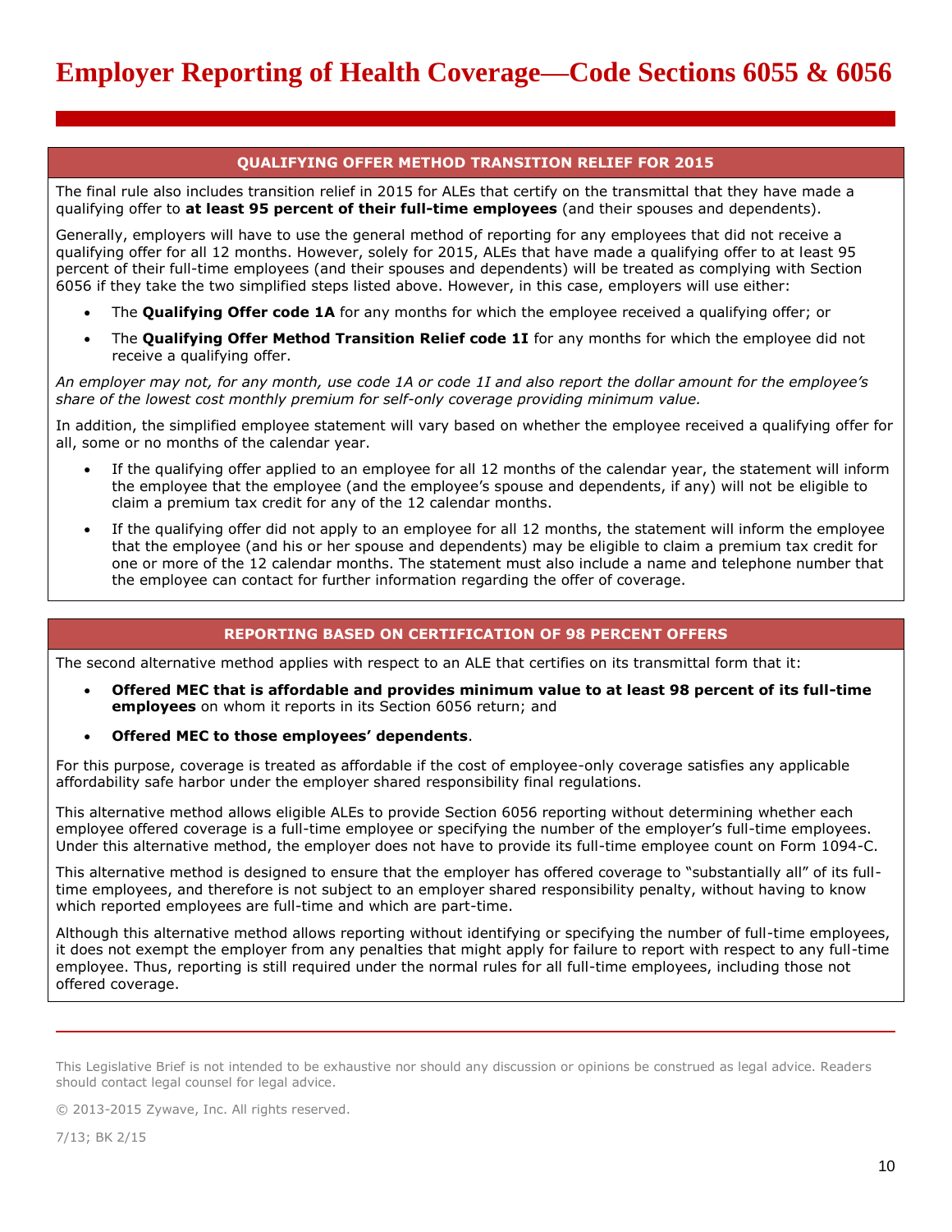## QUALIFYING OFFER METHOD TRANSITION RELIEF FOR 2015

The final rule also includes transition relief in 2015 for ALEs that certify on the transmittal that they have made a qualifying offer to **at least 95 percent of their full-time employees** (and their spouses and dependents).

Generally, employers will have to use the general method of reporting for any employees that did not receive a qualifying offer for all 12 months. However, solely for 2015, ALEs that have made a qualifying offer to at least 95 percent of their full-time employees (and their spouses and dependents) will be treated as complying with Section 6056 if they take the two simplified steps listed above. However, in this case, employers will use either:

- The **Qualifying Offer code 1A** for any months for which the employee received a qualifying offer; or
- The **Qualifying Offer Method Transition Relief code 1I** for any months for which the employee did not receive a qualifying offer.

*An employer may not, for any month, use code 1A or code 1I and also report the dollar amount for the employee's share of the lowest cost monthly premium for self-only coverage providing minimum value.*

In addition, the simplified employee statement will vary based on whether the employee received a qualifying offer for all, some or no months of the calendar year.

- If the qualifying offer applied to an employee for all 12 months of the calendar year, the statement will inform the employee that the employee (and the employee's spouse and dependents, if any) will not be eligible to claim a premium tax credit for any of the 12 calendar months.
- If the qualifying offer did not apply to an employee for all 12 months, the statement will inform the employee that the employee (and his or her spouse and dependents) may be eligible to claim a premium tax credit for one or more of the 12 calendar months. The statement must also include a name and telephone number that the employee can contact for further information regarding the offer of coverage.

## REPORTING BASED ON CERTIFICATION OF 98 PERCENT OFFERS

The second alternative method applies with respect to an ALE that certifies on its transmittal form that it:

- **Offered MEC that is affordable and provides minimum value to at least 98 percent of its full-time employees** on whom it reports in its Section 6056 return; and
- **Offered MEC to those employees' dependents**.

For this purpose, coverage is treated as affordable if the cost of employee-only coverage satisfies any applicable affordability safe harbor under the employer shared responsibility final regulations.

This alternative method allows eligible ALEs to provide Section 6056 reporting without determining whether each employee offered coverage is a full-time employee or specifying the number of the employer's full-time employees. Under this alternative method, the employer does not have to provide its full-time employee count on Form 1094-C.

This alternative method is designed to ensure that the employer has offered coverage to "substantially all" of its full-time employees, and therefore is not subject to an employer shared responsibility penalty, without having to know which reported employees are full-time and which are part-time.

Although this alternative method allows reporting without identifying or specifying the number of full-time employees, it does not exempt the employer from any penalties that might apply for failure to report with respect to any full-time employee. Thus, reporting is still required under the normal rules for all full-time employees, including those not offered coverage.

---

This Legislative Brief is not intended to be exhaustive nor should any discussion or opinions be construed as legal advice. Readers should contact legal counsel for legal advice.

© 2013-2015 Zywave, Inc. All rights reserved.

7/13; BK 2/15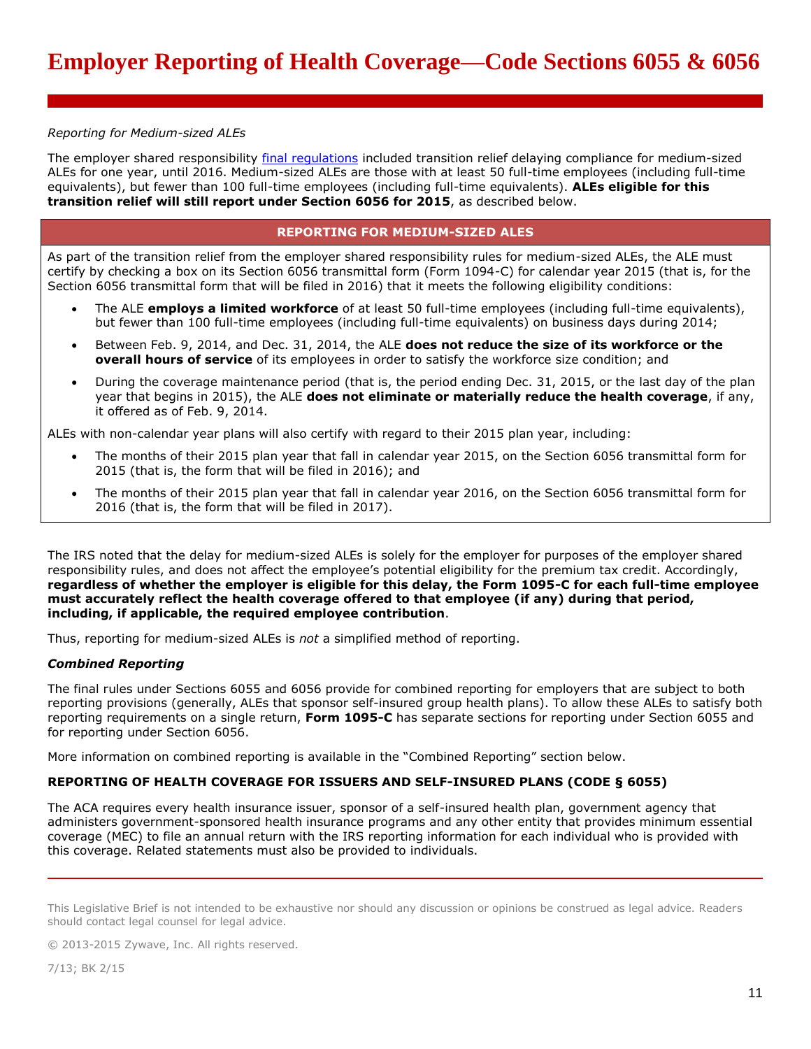*Reporting for Medium-sized ALEs*

The employer shared responsibility [final regulations](final regulations) included transition relief delaying compliance for medium-sized ALEs for one year, until 2016. Medium-sized ALEs are those with at least 50 full-time employees (including full-time equivalents), but fewer than 100 full-time employees (including full-time equivalents). **ALEs eligible for this transition relief will still report under Section 6056 for 2015**, as described below.

| REPORTING FOR MEDIUM-SIZED ALES |
|---|
| As part of the transition relief from the employer shared responsibility rules for medium-sized ALEs, the ALE must certify by checking a box on its Section 6056 transmittal form (Form 1094-C) for calendar year 2015 (that is, for the Section 6056 transmittal form that will be filed in 2016) that it meets the following eligibility conditions:<br>• The ALE **employs a limited workforce** of at least 50 full-time employees (including full-time equivalents), but fewer than 100 full-time employees (including full-time equivalents) on business days during 2014;<br>• Between Feb. 9, 2014, and Dec. 31, 2014, the ALE **does not reduce the size of its workforce or the overall hours of service** of its employees in order to satisfy the workforce size condition; and<br>• During the coverage maintenance period (that is, the period ending Dec. 31, 2015, or the last day of the plan year that begins in 2015), the ALE **does not eliminate or materially reduce the health coverage**, if any, it offered as of Feb. 9, 2014.<br>ALEs with non-calendar year plans will also certify with regard to their 2015 plan year, including:<br>• The months of their 2015 plan year that fall in calendar year 2015, on the Section 6056 transmittal form for 2015 (that is, the form that will be filed in 2016); and<br>• The months of their 2015 plan year that fall in calendar year 2016, on the Section 6056 transmittal form for 2016 (that is, the form that will be filed in 2017). |

The IRS noted that the delay for medium-sized ALEs is solely for the employer for purposes of the employer shared responsibility rules, and does not affect the employee's potential eligibility for the premium tax credit. Accordingly, **regardless of whether the employer is eligible for this delay, the Form 1095-C for each full-time employee must accurately reflect the health coverage offered to that employee (if any) during that period, including, if applicable, the required employee contribution**.

Thus, reporting for medium-sized ALEs is *not* a simplified method of reporting.

***Combined Reporting***

The final rules under Sections 6055 and 6056 provide for combined reporting for employers that are subject to both reporting provisions (generally, ALEs that sponsor self-insured group health plans). To allow these ALEs to satisfy both reporting requirements on a single return, **Form 1095-C** has separate sections for reporting under Section 6055 and for reporting under Section 6056.

More information on combined reporting is available in the "Combined Reporting" section below.

**REPORTING OF HEALTH COVERAGE FOR ISSUERS AND SELF-INSURED PLANS (CODE § 6055)**

The ACA requires every health insurance issuer, sponsor of a self-insured health plan, government agency that administers government-sponsored health insurance programs and any other entity that provides minimum essential coverage (MEC) to file an annual return with the IRS reporting information for each individual who is provided with this coverage. Related statements must also be provided to individuals.

This Legislative Brief is not intended to be exhaustive nor should any discussion or opinions be construed as legal advice. Readers should contact legal counsel for legal advice.

© 2013-2015 Zywave, Inc. All rights reserved.

7/13; BK 2/15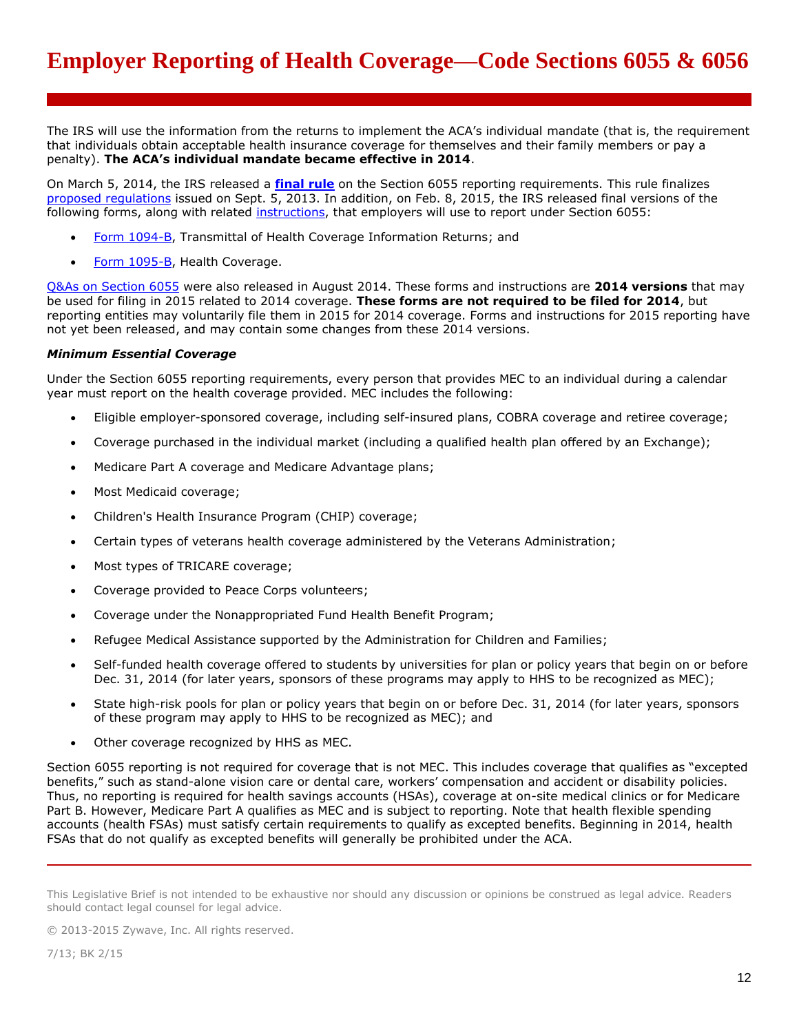The IRS will use the information from the returns to implement the ACA's individual mandate (that is, the requirement that individuals obtain acceptable health insurance coverage for themselves and their family members or pay a penalty). **The ACA's individual mandate became effective in 2014**.

On March 5, 2014, the IRS released a **final rule** on the Section 6055 reporting requirements. This rule finalizes proposed regulations issued on Sept. 5, 2013. In addition, on Feb. 8, 2015, the IRS released final versions of the following forms, along with related instructions, that employers will use to report under Section 6055:

- Form 1094-B, Transmittal of Health Coverage Information Returns; and
- Form 1095-B, Health Coverage.

Q&As on Section 6055 were also released in August 2014. These forms and instructions are **2014 versions** that may be used for filing in 2015 related to 2014 coverage. **These forms are not required to be filed for 2014**, but reporting entities may voluntarily file them in 2015 for 2014 coverage. Forms and instructions for 2015 reporting have not yet been released, and may contain some changes from these 2014 versions.

***Minimum Essential Coverage***

Under the Section 6055 reporting requirements, every person that provides MEC to an individual during a calendar year must report on the health coverage provided. MEC includes the following:

- Eligible employer-sponsored coverage, including self-insured plans, COBRA coverage and retiree coverage;
- Coverage purchased in the individual market (including a qualified health plan offered by an Exchange);
- Medicare Part A coverage and Medicare Advantage plans;
- Most Medicaid coverage;
- Children's Health Insurance Program (CHIP) coverage;
- Certain types of veterans health coverage administered by the Veterans Administration;
- Most types of TRICARE coverage;
- Coverage provided to Peace Corps volunteers;
- Coverage under the Nonappropriated Fund Health Benefit Program;
- Refugee Medical Assistance supported by the Administration for Children and Families;
- Self-funded health coverage offered to students by universities for plan or policy years that begin on or before Dec. 31, 2014 (for later years, sponsors of these programs may apply to HHS to be recognized as MEC);
- State high-risk pools for plan or policy years that begin on or before Dec. 31, 2014 (for later years, sponsors of these program may apply to HHS to be recognized as MEC); and
- Other coverage recognized by HHS as MEC.

Section 6055 reporting is not required for coverage that is not MEC. This includes coverage that qualifies as "excepted benefits," such as stand-alone vision care or dental care, workers' compensation and accident or disability policies. Thus, no reporting is required for health savings accounts (HSAs), coverage at on-site medical clinics or for Medicare Part B. However, Medicare Part A qualifies as MEC and is subject to reporting. Note that health flexible spending accounts (health FSAs) must satisfy certain requirements to qualify as excepted benefits. Beginning in 2014, health FSAs that do not qualify as excepted benefits will generally be prohibited under the ACA.

This Legislative Brief is not intended to be exhaustive nor should any discussion or opinions be construed as legal advice. Readers should contact legal counsel for legal advice.

© 2013-2015 Zywave, Inc. All rights reserved.

7/13; BK 2/15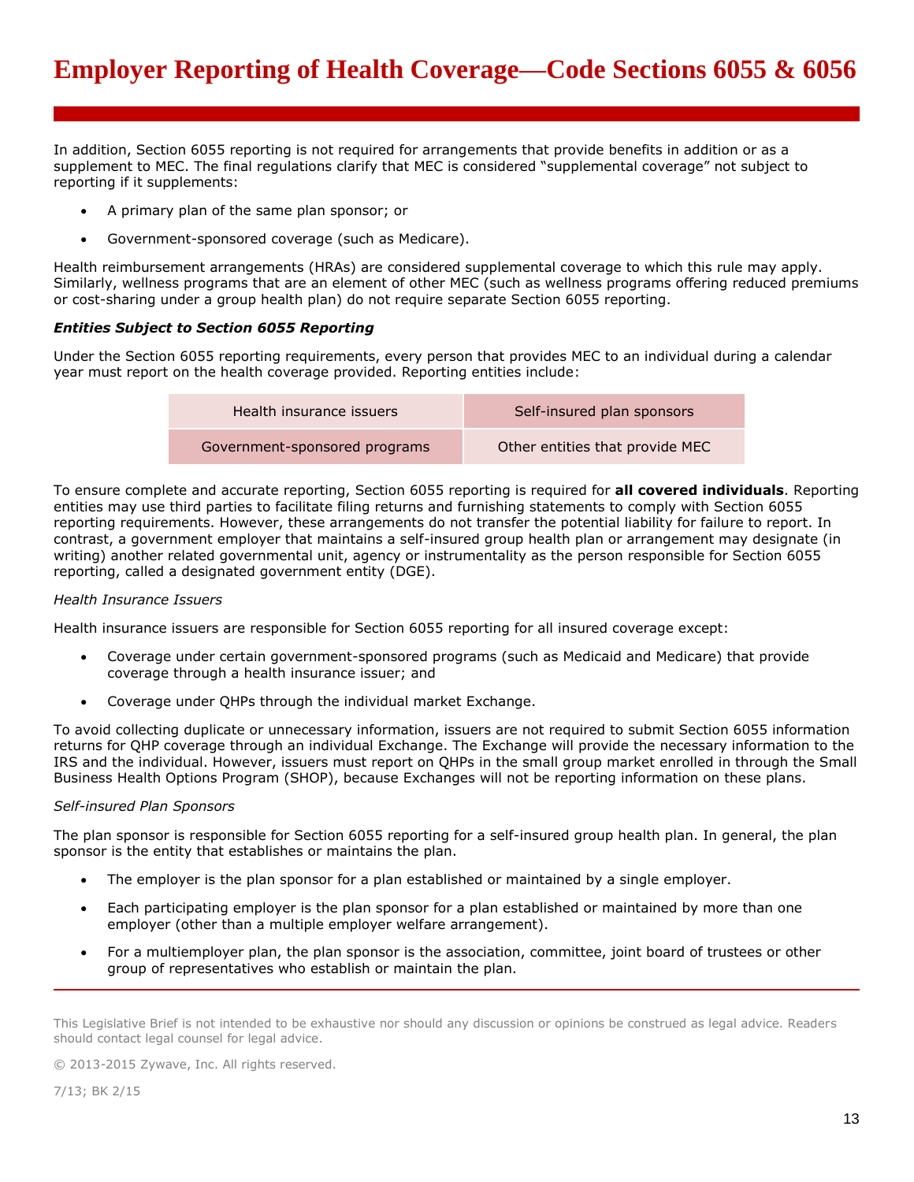In addition, Section 6055 reporting is not required for arrangements that provide benefits in addition or as a supplement to MEC. The final regulations clarify that MEC is considered "supplemental coverage" not subject to reporting if it supplements:

- A primary plan of the same plan sponsor; or
- Government-sponsored coverage (such as Medicare).

Health reimbursement arrangements (HRAs) are considered supplemental coverage to which this rule may apply. Similarly, wellness programs that are an element of other MEC (such as wellness programs offering reduced premiums or cost-sharing under a group health plan) do not require separate Section 6055 reporting.

***Entities Subject to Section 6055 Reporting***

Under the Section 6055 reporting requirements, every person that provides MEC to an individual during a calendar year must report on the health coverage provided. Reporting entities include:

| | |
|---|---|
| Health insurance issuers | Self-insured plan sponsors |
| Government-sponsored programs | Other entities that provide MEC |

To ensure complete and accurate reporting, Section 6055 reporting is required for **all covered individuals**. Reporting entities may use third parties to facilitate filing returns and furnishing statements to comply with Section 6055 reporting requirements. However, these arrangements do not transfer the potential liability for failure to report. In contrast, a government employer that maintains a self-insured group health plan or arrangement may designate (in writing) another related governmental unit, agency or instrumentality as the person responsible for Section 6055 reporting, called a designated government entity (DGE).

*Health Insurance Issuers*

Health insurance issuers are responsible for Section 6055 reporting for all insured coverage except:

- Coverage under certain government-sponsored programs (such as Medicaid and Medicare) that provide coverage through a health insurance issuer; and
- Coverage under QHPs through the individual market Exchange.

To avoid collecting duplicate or unnecessary information, issuers are not required to submit Section 6055 information returns for QHP coverage through an individual Exchange. The Exchange will provide the necessary information to the IRS and the individual. However, issuers must report on QHPs in the small group market enrolled in through the Small Business Health Options Program (SHOP), because Exchanges will not be reporting information on these plans.

*Self-insured Plan Sponsors*

The plan sponsor is responsible for Section 6055 reporting for a self-insured group health plan. In general, the plan sponsor is the entity that establishes or maintains the plan.

- The employer is the plan sponsor for a plan established or maintained by a single employer.
- Each participating employer is the plan sponsor for a plan established or maintained by more than one employer (other than a multiple employer welfare arrangement).
- For a multiemployer plan, the plan sponsor is the association, committee, joint board of trustees or other group of representatives who establish or maintain the plan.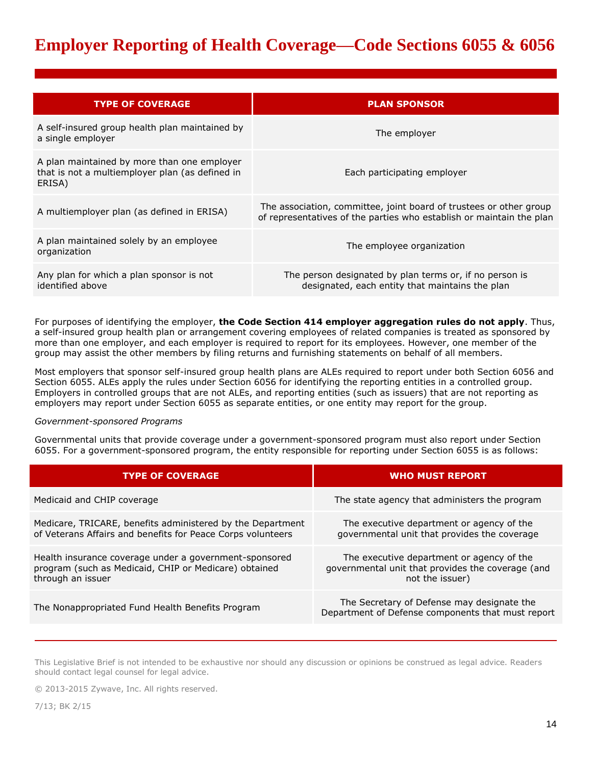# Employer Reporting of Health Coverage—Code Sections 6055 & 6056

| TYPE OF COVERAGE | PLAN SPONSOR |
|---|---|
| A self-insured group health plan maintained by a single employer | The employer |
| A plan maintained by more than one employer that is not a multiemployer plan (as defined in ERISA) | Each participating employer |
| A multiemployer plan (as defined in ERISA) | The association, committee, joint board of trustees or other group of representatives of the parties who establish or maintain the plan |
| A plan maintained solely by an employee organization | The employee organization |
| Any plan for which a plan sponsor is not identified above | The person designated by plan terms or, if no person is designated, each entity that maintains the plan |

For purposes of identifying the employer, **the Code Section 414 employer aggregation rules do not apply**. Thus, a self-insured group health plan or arrangement covering employees of related companies is treated as sponsored by more than one employer, and each employer is required to report for its employees. However, one member of the group may assist the other members by filing returns and furnishing statements on behalf of all members.

Most employers that sponsor self-insured group health plans are ALEs required to report under both Section 6056 and Section 6055. ALEs apply the rules under Section 6056 for identifying the reporting entities in a controlled group. Employers in controlled groups that are not ALEs, and reporting entities (such as issuers) that are not reporting as employers may report under Section 6055 as separate entities, or one entity may report for the group.

*Government-sponsored Programs*

Governmental units that provide coverage under a government-sponsored program must also report under Section 6055. For a government-sponsored program, the entity responsible for reporting under Section 6055 is as follows:

| TYPE OF COVERAGE | WHO MUST REPORT |
|---|---|
| Medicaid and CHIP coverage | The state agency that administers the program |
| Medicare, TRICARE, benefits administered by the Department of Veterans Affairs and benefits for Peace Corps volunteers | The executive department or agency of the governmental unit that provides the coverage |
| Health insurance coverage under a government-sponsored program (such as Medicaid, CHIP or Medicare) obtained through an issuer | The executive department or agency of the governmental unit that provides the coverage (and not the issuer) |
| The Nonappropriated Fund Health Benefits Program | The Secretary of Defense may designate the Department of Defense components that must report |

This Legislative Brief is not intended to be exhaustive nor should any discussion or opinions be construed as legal advice. Readers should contact legal counsel for legal advice.

© 2013-2015 Zywave, Inc. All rights reserved.

7/13; BK 2/15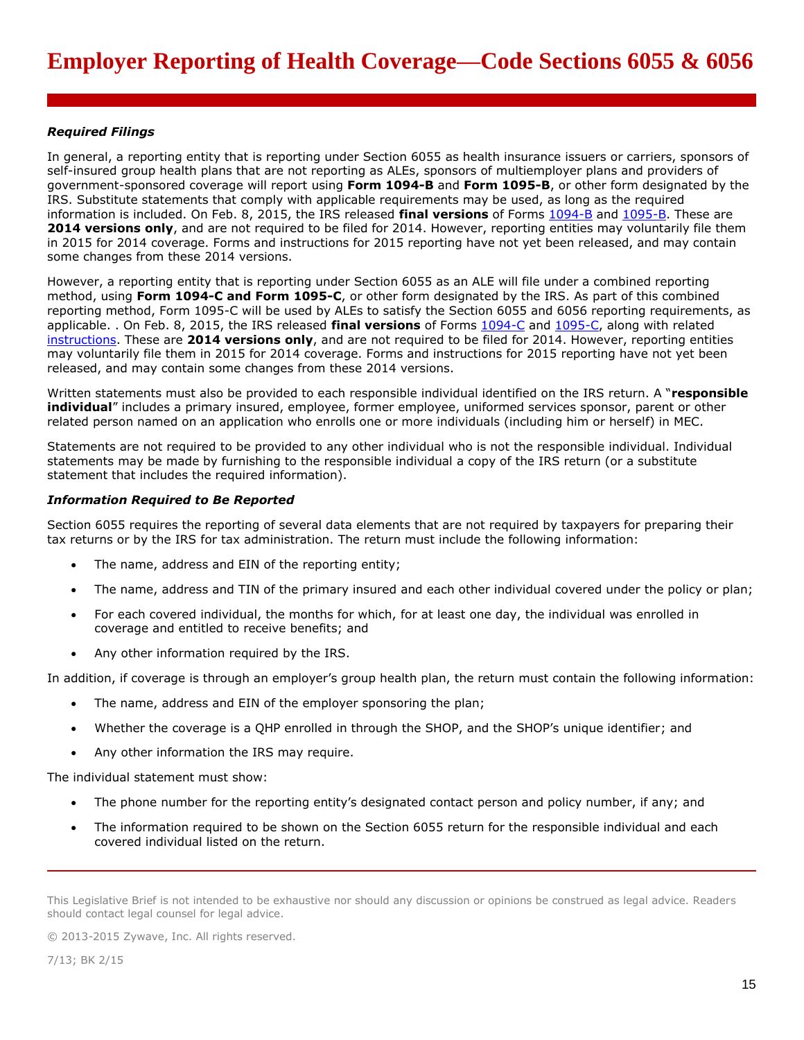# Employer Reporting of Health Coverage—Code Sections 6055 & 6056

***Required Filings***

In general, a reporting entity that is reporting under Section 6055 as health insurance issuers or carriers, sponsors of self-insured group health plans that are not reporting as ALEs, sponsors of multiemployer plans and providers of government-sponsored coverage will report using **Form 1094-B** and **Form 1095-B**, or other form designated by the IRS. Substitute statements that comply with applicable requirements may be used, as long as the required information is included. On Feb. 8, 2015, the IRS released **final versions** of Forms [1094-B](#) and [1095-B](#). These are **2014 versions only**, and are not required to be filed for 2014. However, reporting entities may voluntarily file them in 2015 for 2014 coverage. Forms and instructions for 2015 reporting have not yet been released, and may contain some changes from these 2014 versions.

However, a reporting entity that is reporting under Section 6055 as an ALE will file under a combined reporting method, using **Form 1094-C and Form 1095-C**, or other form designated by the IRS. As part of this combined reporting method, Form 1095-C will be used by ALEs to satisfy the Section 6055 and 6056 reporting requirements, as applicable. . On Feb. 8, 2015, the IRS released **final versions** of Forms [1094-C](#) and [1095-C](#), along with related [instructions](#). These are **2014 versions only**, and are not required to be filed for 2014. However, reporting entities may voluntarily file them in 2015 for 2014 coverage. Forms and instructions for 2015 reporting have not yet been released, and may contain some changes from these 2014 versions.

Written statements must also be provided to each responsible individual identified on the IRS return. A "**responsible individual**" includes a primary insured, employee, former employee, uniformed services sponsor, parent or other related person named on an application who enrolls one or more individuals (including him or herself) in MEC.

Statements are not required to be provided to any other individual who is not the responsible individual. Individual statements may be made by furnishing to the responsible individual a copy of the IRS return (or a substitute statement that includes the required information).

***Information Required to Be Reported***

Section 6055 requires the reporting of several data elements that are not required by taxpayers for preparing their tax returns or by the IRS for tax administration. The return must include the following information:

- The name, address and EIN of the reporting entity;
- The name, address and TIN of the primary insured and each other individual covered under the policy or plan;
- For each covered individual, the months for which, for at least one day, the individual was enrolled in coverage and entitled to receive benefits; and
- Any other information required by the IRS.

In addition, if coverage is through an employer's group health plan, the return must contain the following information:

- The name, address and EIN of the employer sponsoring the plan;
- Whether the coverage is a QHP enrolled in through the SHOP, and the SHOP's unique identifier; and
- Any other information the IRS may require.

The individual statement must show:

- The phone number for the reporting entity's designated contact person and policy number, if any; and
- The information required to be shown on the Section 6055 return for the responsible individual and each covered individual listed on the return.

This Legislative Brief is not intended to be exhaustive nor should any discussion or opinions be construed as legal advice. Readers should contact legal counsel for legal advice.

© 2013-2015 Zywave, Inc. All rights reserved.

7/13; BK 2/15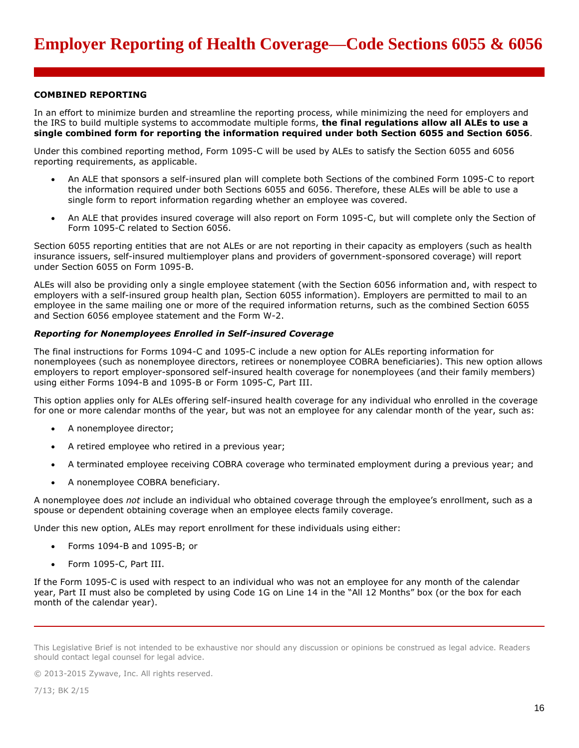### COMBINED REPORTING

In an effort to minimize burden and streamline the reporting process, while minimizing the need for employers and the IRS to build multiple systems to accommodate multiple forms, **the final regulations allow all ALEs to use a single combined form for reporting the information required under both Section 6055 and Section 6056**.

Under this combined reporting method, Form 1095-C will be used by ALEs to satisfy the Section 6055 and 6056 reporting requirements, as applicable.

- An ALE that sponsors a self-insured plan will complete both Sections of the combined Form 1095-C to report the information required under both Sections 6055 and 6056. Therefore, these ALEs will be able to use a single form to report information regarding whether an employee was covered.
- An ALE that provides insured coverage will also report on Form 1095-C, but will complete only the Section of Form 1095-C related to Section 6056.

Section 6055 reporting entities that are not ALEs or are not reporting in their capacity as employers (such as health insurance issuers, self-insured multiemployer plans and providers of government-sponsored coverage) will report under Section 6055 on Form 1095-B.

ALEs will also be providing only a single employee statement (with the Section 6056 information and, with respect to employers with a self-insured group health plan, Section 6055 information). Employers are permitted to mail to an employee in the same mailing one or more of the required information returns, such as the combined Section 6055 and Section 6056 employee statement and the Form W-2.

#### *Reporting for Nonemployees Enrolled in Self-insured Coverage*

The final instructions for Forms 1094-C and 1095-C include a new option for ALEs reporting information for nonemployees (such as nonemployee directors, retirees or nonemployee COBRA beneficiaries). This new option allows employers to report employer-sponsored self-insured health coverage for nonemployees (and their family members) using either Forms 1094-B and 1095-B or Form 1095-C, Part III.

This option applies only for ALEs offering self-insured health coverage for any individual who enrolled in the coverage for one or more calendar months of the year, but was not an employee for any calendar month of the year, such as:

- A nonemployee director;
- A retired employee who retired in a previous year;
- A terminated employee receiving COBRA coverage who terminated employment during a previous year; and
- A nonemployee COBRA beneficiary.

A nonemployee does *not* include an individual who obtained coverage through the employee's enrollment, such as a spouse or dependent obtaining coverage when an employee elects family coverage.

Under this new option, ALEs may report enrollment for these individuals using either:

- Forms 1094-B and 1095-B; or
- Form 1095-C, Part III.

If the Form 1095-C is used with respect to an individual who was not an employee for any month of the calendar year, Part II must also be completed by using Code 1G on Line 14 in the "All 12 Months" box (or the box for each month of the calendar year).

This Legislative Brief is not intended to be exhaustive nor should any discussion or opinions be construed as legal advice. Readers should contact legal counsel for legal advice.

© 2013-2015 Zywave, Inc. All rights reserved.

7/13; BK 2/15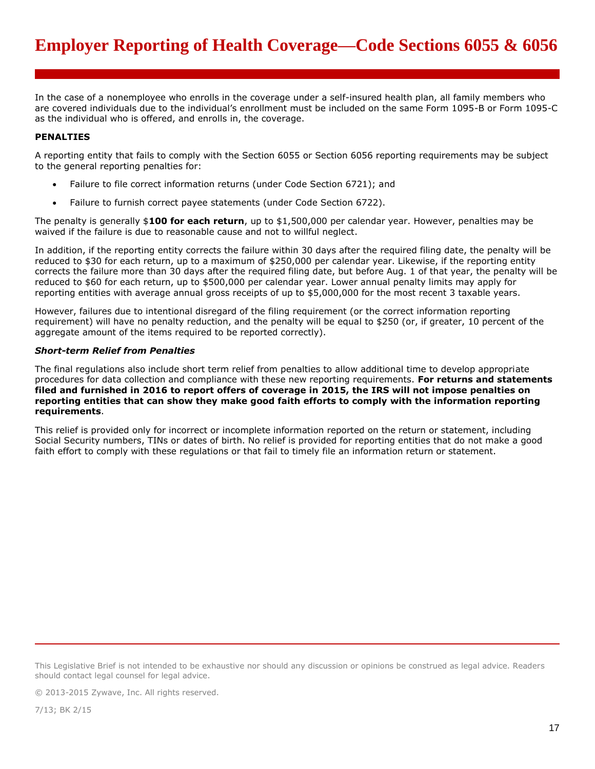In the case of a nonemployee who enrolls in the coverage under a self-insured health plan, all family members who are covered individuals due to the individual's enrollment must be included on the same Form 1095-B or Form 1095-C as the individual who is offered, and enrolls in, the coverage.

**PENALTIES**

A reporting entity that fails to comply with the Section 6055 or Section 6056 reporting requirements may be subject to the general reporting penalties for:

- Failure to file correct information returns (under Code Section 6721); and
- Failure to furnish correct payee statements (under Code Section 6722).

The penalty is generally $**100 for each return**, up to $1,500,000 per calendar year. However, penalties may be waived if the failure is due to reasonable cause and not to willful neglect.

In addition, if the reporting entity corrects the failure within 30 days after the required filing date, the penalty will be reduced to $30 for each return, up to a maximum of $250,000 per calendar year. Likewise, if the reporting entity corrects the failure more than 30 days after the required filing date, but before Aug. 1 of that year, the penalty will be reduced to $60 for each return, up to $500,000 per calendar year. Lower annual penalty limits may apply for reporting entities with average annual gross receipts of up to $5,000,000 for the most recent 3 taxable years.

However, failures due to intentional disregard of the filing requirement (or the correct information reporting requirement) will have no penalty reduction, and the penalty will be equal to $250 (or, if greater, 10 percent of the aggregate amount of the items required to be reported correctly).

***Short-term Relief from Penalties***

The final regulations also include short term relief from penalties to allow additional time to develop appropriate procedures for data collection and compliance with these new reporting requirements. **For returns and statements filed and furnished in 2016 to report offers of coverage in 2015, the IRS will not impose penalties on reporting entities that can show they make good faith efforts to comply with the information reporting requirements**.

This relief is provided only for incorrect or incomplete information reported on the return or statement, including Social Security numbers, TINs or dates of birth. No relief is provided for reporting entities that do not make a good faith effort to comply with these regulations or that fail to timely file an information return or statement.

This Legislative Brief is not intended to be exhaustive nor should any discussion or opinions be construed as legal advice. Readers should contact legal counsel for legal advice.

© 2013-2015 Zywave, Inc. All rights reserved.

7/13; BK 2/15